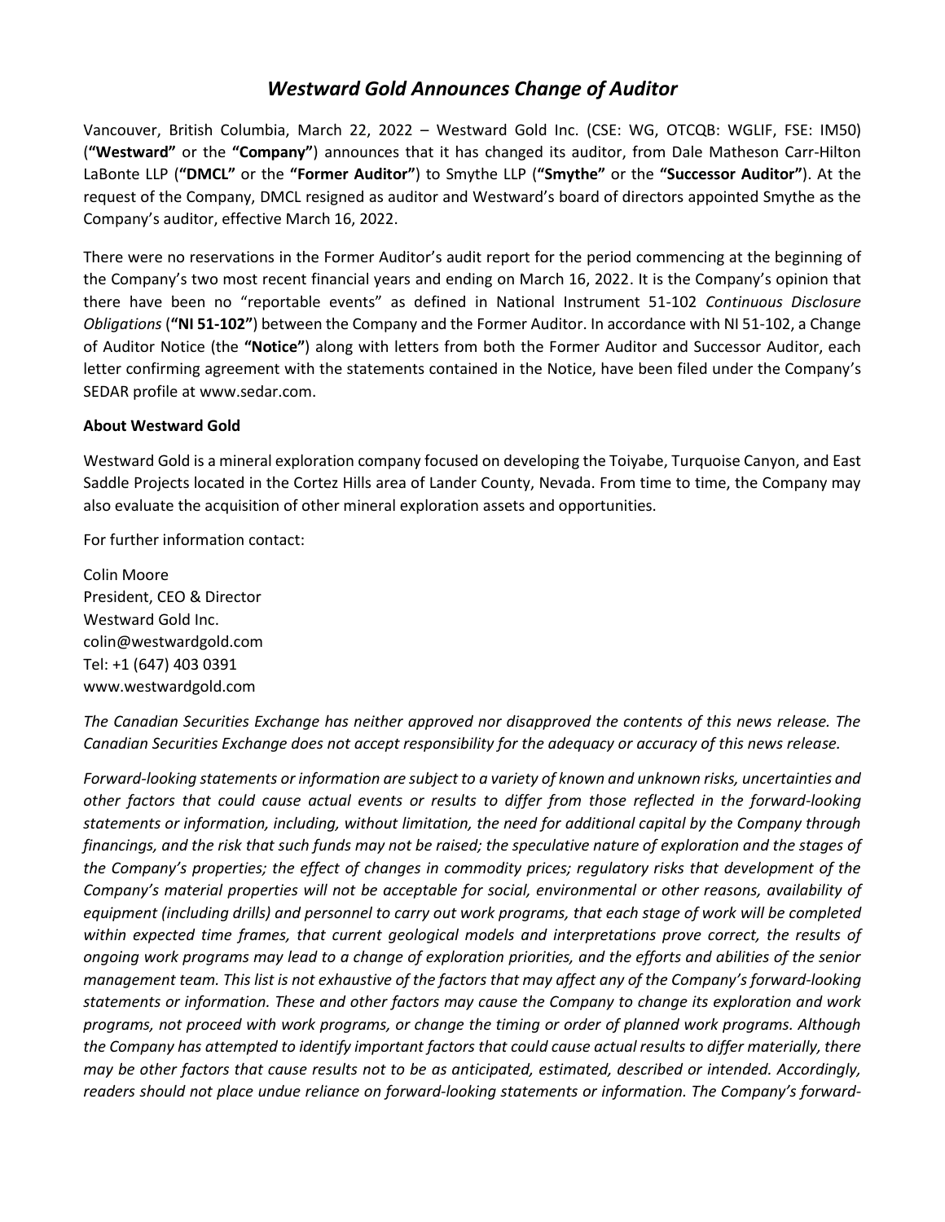# *Westward Gold Announces Change of Auditor*

Vancouver, British Columbia, March 22, 2022 – Westward Gold Inc. (CSE: WG, OTCQB: WGLIF, FSE: IM50) (**"Westward"** or the **"Company"**) announces that it has changed its auditor, from Dale Matheson Carr-Hilton LaBonte LLP (**"DMCL"** or the **"Former Auditor"**) to Smythe LLP (**"Smythe"** or the **"Successor Auditor"**). At the request of the Company, DMCL resigned as auditor and Westward's board of directors appointed Smythe as the Company's auditor, effective March 16, 2022.

There were no reservations in the Former Auditor's audit report for the period commencing at the beginning of the Company's two most recent financial years and ending on March 16, 2022. It is the Company's opinion that there have been no "reportable events" as defined in National Instrument 51-102 *Continuous Disclosure Obligations* (**"NI 51-102"**) between the Company and the Former Auditor. In accordance with NI 51-102, a Change of Auditor Notice (the **"Notice"**) along with letters from both the Former Auditor and Successor Auditor, each letter confirming agreement with the statements contained in the Notice, have been filed under the Company's SEDAR profile at www.sedar.com.

**About Westward Gold**

Westward Gold is a mineral exploration company focused on developing the Toiyabe, Turquoise Canyon, and East Saddle Projects located in the Cortez Hills area of Lander County, Nevada. From time to time, the Company may also evaluate the acquisition of other mineral exploration assets and opportunities.

For further information contact:

Colin Moore
President, CEO & Director
Westward Gold Inc.
colin@westwardgold.com
Tel: +1 (647) 403 0391
www.westwardgold.com

*The Canadian Securities Exchange has neither approved nor disapproved the contents of this news release. The Canadian Securities Exchange does not accept responsibility for the adequacy or accuracy of this news release.*

*Forward-looking statements or information are subject to a variety of known and unknown risks, uncertainties and other factors that could cause actual events or results to differ from those reflected in the forward-looking statements or information, including, without limitation, the need for additional capital by the Company through financings, and the risk that such funds may not be raised; the speculative nature of exploration and the stages of the Company's properties; the effect of changes in commodity prices; regulatory risks that development of the Company's material properties will not be acceptable for social, environmental or other reasons, availability of equipment (including drills) and personnel to carry out work programs, that each stage of work will be completed within expected time frames, that current geological models and interpretations prove correct, the results of ongoing work programs may lead to a change of exploration priorities, and the efforts and abilities of the senior management team. This list is not exhaustive of the factors that may affect any of the Company's forward-looking statements or information. These and other factors may cause the Company to change its exploration and work programs, not proceed with work programs, or change the timing or order of planned work programs. Although the Company has attempted to identify important factors that could cause actual results to differ materially, there may be other factors that cause results not to be as anticipated, estimated, described or intended. Accordingly, readers should not place undue reliance on forward-looking statements or information. The Company's forward-*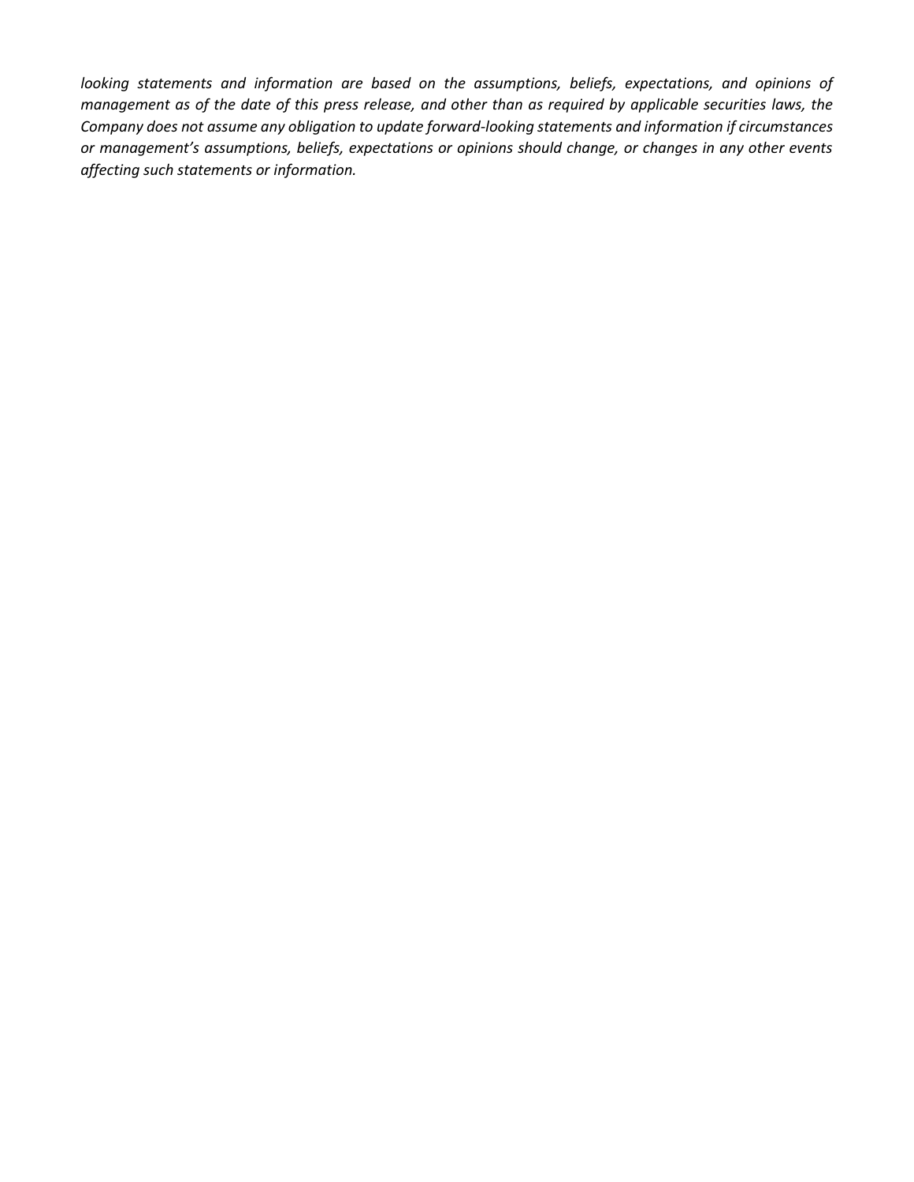*looking statements and information are based on the assumptions, beliefs, expectations, and opinions of management as of the date of this press release, and other than as required by applicable securities laws, the Company does not assume any obligation to update forward-looking statements and information if circumstances or management's assumptions, beliefs, expectations or opinions should change, or changes in any other events affecting such statements or information.*